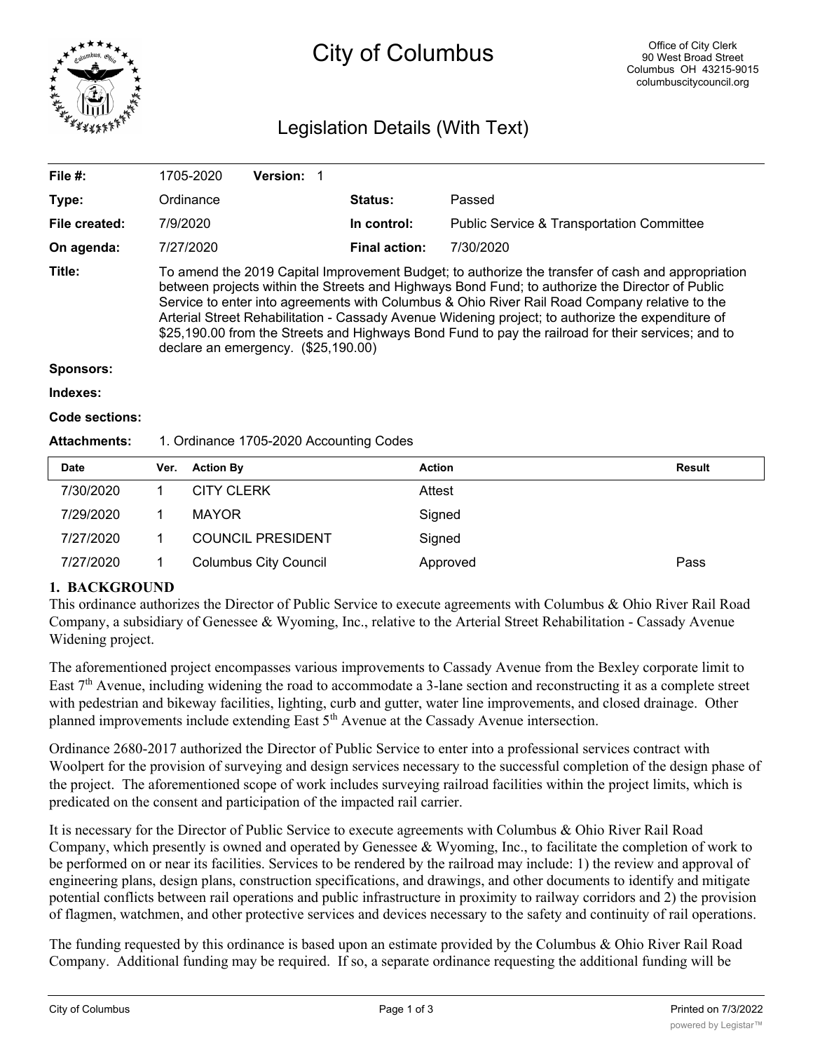# City of Columbus

Office of City Clerk
90 West Broad Street
Columbus OH 43215-9015
columbuscitycouncil.org

## Legislation Details (With Text)

| | | | |
|---|---|---|---|
| **File #:** | 1705-2020 **Version:** 1 | | |
| **Type:** | Ordinance | **Status:** | Passed |
| **File created:** | 7/9/2020 | **In control:** | Public Service & Transportation Committee |
| **On agenda:** | 7/27/2020 | **Final action:** | 7/30/2020 |

**Title:** To amend the 2019 Capital Improvement Budget; to authorize the transfer of cash and appropriation between projects within the Streets and Highways Bond Fund; to authorize the Director of Public Service to enter into agreements with Columbus & Ohio River Rail Road Company relative to the Arterial Street Rehabilitation - Cassady Avenue Widening project; to authorize the expenditure of $25,190.00 from the Streets and Highways Bond Fund to pay the railroad for their services; and to declare an emergency. ($25,190.00)

**Sponsors:**

**Indexes:**

**Code sections:**

**Attachments:** 1. Ordinance 1705-2020 Accounting Codes

| Date | Ver. | Action By | Action | Result |
|---|---|---|---|---|
| 7/30/2020 | 1 | CITY CLERK | Attest | |
| 7/29/2020 | 1 | MAYOR | Signed | |
| 7/27/2020 | 1 | COUNCIL PRESIDENT | Signed | |
| 7/27/2020 | 1 | Columbus City Council | Approved | Pass |

**1. BACKGROUND**

This ordinance authorizes the Director of Public Service to execute agreements with Columbus & Ohio River Rail Road Company, a subsidiary of Genessee & Wyoming, Inc., relative to the Arterial Street Rehabilitation - Cassady Avenue Widening project.

The aforementioned project encompasses various improvements to Cassady Avenue from the Bexley corporate limit to East 7th Avenue, including widening the road to accommodate a 3-lane section and reconstructing it as a complete street with pedestrian and bikeway facilities, lighting, curb and gutter, water line improvements, and closed drainage. Other planned improvements include extending East 5th Avenue at the Cassady Avenue intersection.

Ordinance 2680-2017 authorized the Director of Public Service to enter into a professional services contract with Woolpert for the provision of surveying and design services necessary to the successful completion of the design phase of the project. The aforementioned scope of work includes surveying railroad facilities within the project limits, which is predicated on the consent and participation of the impacted rail carrier.

It is necessary for the Director of Public Service to execute agreements with Columbus & Ohio River Rail Road Company, which presently is owned and operated by Genessee & Wyoming, Inc., to facilitate the completion of work to be performed on or near its facilities. Services to be rendered by the railroad may include: 1) the review and approval of engineering plans, design plans, construction specifications, and drawings, and other documents to identify and mitigate potential conflicts between rail operations and public infrastructure in proximity to railway corridors and 2) the provision of flagmen, watchmen, and other protective services and devices necessary to the safety and continuity of rail operations.

The funding requested by this ordinance is based upon an estimate provided by the Columbus & Ohio River Rail Road Company. Additional funding may be required. If so, a separate ordinance requesting the additional funding will be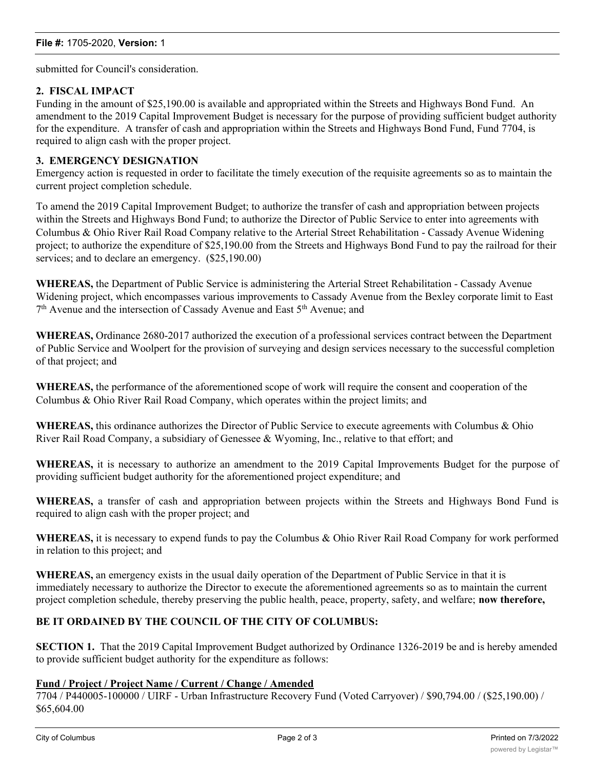submitted for Council's consideration.

**2. FISCAL IMPACT**
Funding in the amount of $25,190.00 is available and appropriated within the Streets and Highways Bond Fund. An amendment to the 2019 Capital Improvement Budget is necessary for the purpose of providing sufficient budget authority for the expenditure. A transfer of cash and appropriation within the Streets and Highways Bond Fund, Fund 7704, is required to align cash with the proper project.

**3. EMERGENCY DESIGNATION**
Emergency action is requested in order to facilitate the timely execution of the requisite agreements so as to maintain the current project completion schedule.

To amend the 2019 Capital Improvement Budget; to authorize the transfer of cash and appropriation between projects within the Streets and Highways Bond Fund; to authorize the Director of Public Service to enter into agreements with Columbus & Ohio River Rail Road Company relative to the Arterial Street Rehabilitation - Cassady Avenue Widening project; to authorize the expenditure of $25,190.00 from the Streets and Highways Bond Fund to pay the railroad for their services; and to declare an emergency. ($25,190.00)

**WHEREAS,** the Department of Public Service is administering the Arterial Street Rehabilitation - Cassady Avenue Widening project, which encompasses various improvements to Cassady Avenue from the Bexley corporate limit to East 7th Avenue and the intersection of Cassady Avenue and East 5th Avenue; and

**WHEREAS,** Ordinance 2680-2017 authorized the execution of a professional services contract between the Department of Public Service and Woolpert for the provision of surveying and design services necessary to the successful completion of that project; and

**WHEREAS,** the performance of the aforementioned scope of work will require the consent and cooperation of the Columbus & Ohio River Rail Road Company, which operates within the project limits; and

**WHEREAS,** this ordinance authorizes the Director of Public Service to execute agreements with Columbus & Ohio River Rail Road Company, a subsidiary of Genessee & Wyoming, Inc., relative to that effort; and

**WHEREAS,** it is necessary to authorize an amendment to the 2019 Capital Improvements Budget for the purpose of providing sufficient budget authority for the aforementioned project expenditure; and

**WHEREAS,** a transfer of cash and appropriation between projects within the Streets and Highways Bond Fund is required to align cash with the proper project; and

**WHEREAS,** it is necessary to expend funds to pay the Columbus & Ohio River Rail Road Company for work performed in relation to this project; and

**WHEREAS,** an emergency exists in the usual daily operation of the Department of Public Service in that it is immediately necessary to authorize the Director to execute the aforementioned agreements so as to maintain the current project completion schedule, thereby preserving the public health, peace, property, safety, and welfare; **now therefore,**

**BE IT ORDAINED BY THE COUNCIL OF THE CITY OF COLUMBUS:**

**SECTION 1.** That the 2019 Capital Improvement Budget authorized by Ordinance 1326-2019 be and is hereby amended to provide sufficient budget authority for the expenditure as follows:

**Fund / Project / Project Name / Current / Change / Amended**
7704 / P440005-100000 / UIRF - Urban Infrastructure Recovery Fund (Voted Carryover) / $90,794.00 / ($25,190.00) / $65,604.00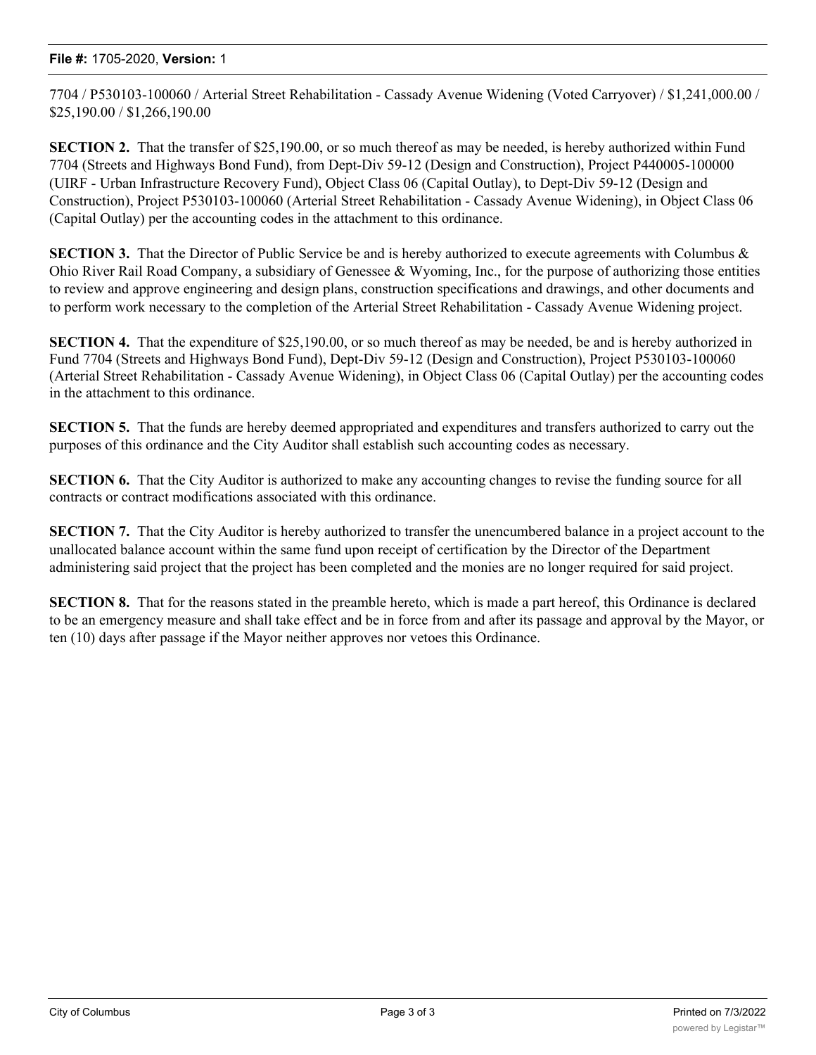7704 / P530103-100060 / Arterial Street Rehabilitation - Cassady Avenue Widening (Voted Carryover) / $1,241,000.00 / $25,190.00 / $1,266,190.00

**SECTION 2.** That the transfer of $25,190.00, or so much thereof as may be needed, is hereby authorized within Fund 7704 (Streets and Highways Bond Fund), from Dept-Div 59-12 (Design and Construction), Project P440005-100000 (UIRF - Urban Infrastructure Recovery Fund), Object Class 06 (Capital Outlay), to Dept-Div 59-12 (Design and Construction), Project P530103-100060 (Arterial Street Rehabilitation - Cassady Avenue Widening), in Object Class 06 (Capital Outlay) per the accounting codes in the attachment to this ordinance.

**SECTION 3.** That the Director of Public Service be and is hereby authorized to execute agreements with Columbus & Ohio River Rail Road Company, a subsidiary of Genessee & Wyoming, Inc., for the purpose of authorizing those entities to review and approve engineering and design plans, construction specifications and drawings, and other documents and to perform work necessary to the completion of the Arterial Street Rehabilitation - Cassady Avenue Widening project.

**SECTION 4.** That the expenditure of $25,190.00, or so much thereof as may be needed, be and is hereby authorized in Fund 7704 (Streets and Highways Bond Fund), Dept-Div 59-12 (Design and Construction), Project P530103-100060 (Arterial Street Rehabilitation - Cassady Avenue Widening), in Object Class 06 (Capital Outlay) per the accounting codes in the attachment to this ordinance.

**SECTION 5.** That the funds are hereby deemed appropriated and expenditures and transfers authorized to carry out the purposes of this ordinance and the City Auditor shall establish such accounting codes as necessary.

**SECTION 6.** That the City Auditor is authorized to make any accounting changes to revise the funding source for all contracts or contract modifications associated with this ordinance.

**SECTION 7.** That the City Auditor is hereby authorized to transfer the unencumbered balance in a project account to the unallocated balance account within the same fund upon receipt of certification by the Director of the Department administering said project that the project has been completed and the monies are no longer required for said project.

**SECTION 8.** That for the reasons stated in the preamble hereto, which is made a part hereof, this Ordinance is declared to be an emergency measure and shall take effect and be in force from and after its passage and approval by the Mayor, or ten (10) days after passage if the Mayor neither approves nor vetoes this Ordinance.